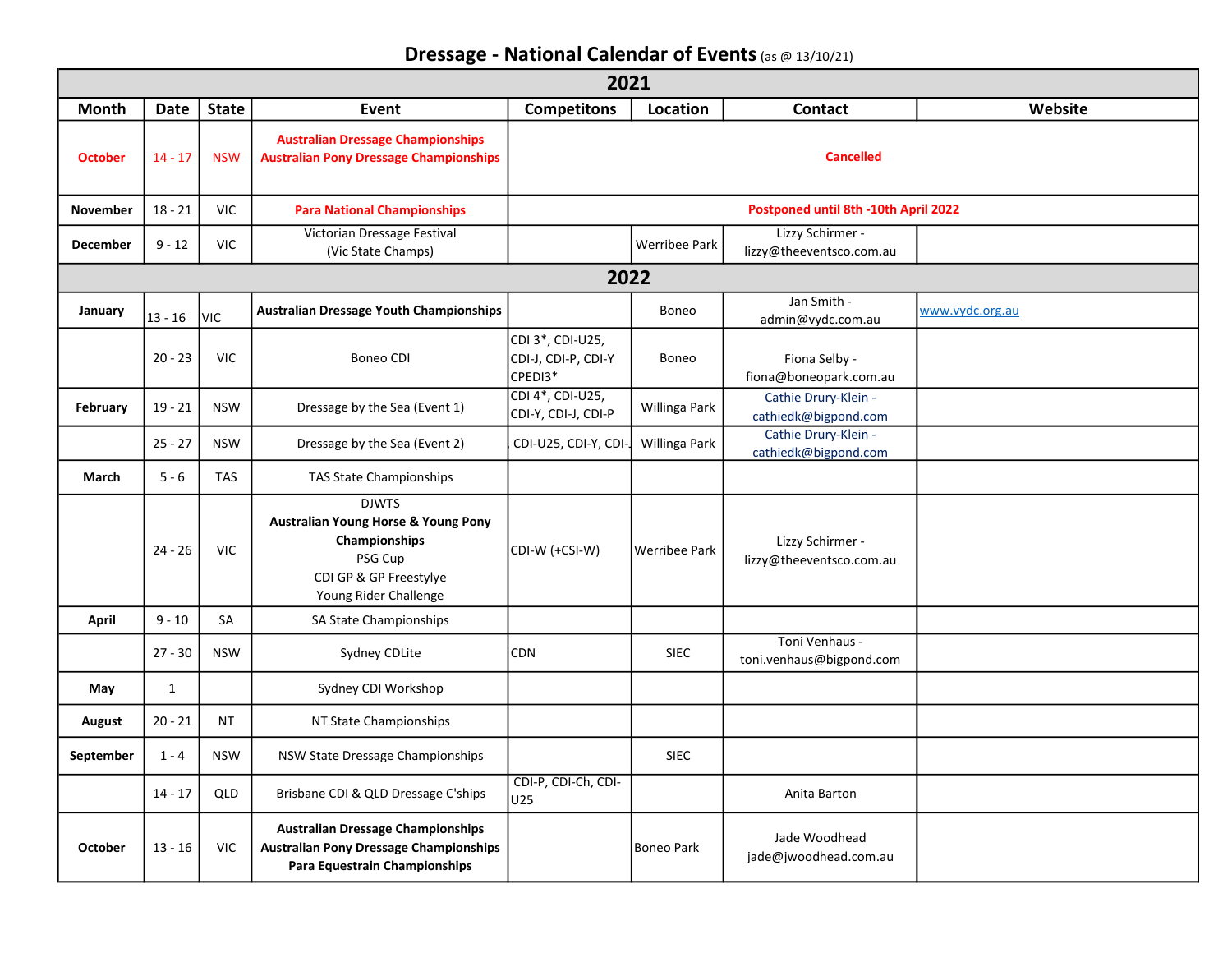# Dressage - National Calendar of Events (as @ 13/10/21)

| Month | Date | State | Event | Competitons | Location | Contact | Website |
|---|---|---|---|---|---|---|---|
| **2021** | | | | | | | |
| October | 14 - 17 | NSW | **Australian Dressage Championships Australian Pony Dressage Championships** | **Cancelled** | | | |
| **November** | 18 - 21 | VIC | **Para National Championships** | **Postponed until 8th -10th April 2022** | | | |
| **December** | 9 - 12 | VIC | Victorian Dressage Festival (Vic State Champs) | | Werribee Park | Lizzy Schirmer - lizzy@theeventsco.com.au | |
| **2022** | | | | | | | |
| **January** | 13 - 16 | VIC | **Australian Dressage Youth Championships** | | Boneo | Jan Smith - admin@vydc.com.au | www.vydc.org.au |
| | 20 - 23 | VIC | Boneo CDI | CDI 3*, CDI-U25, CDI-J, CDI-P, CDI-Y CPEDI3* | Boneo | Fiona Selby - fiona@boneopark.com.au | |
| **February** | 19 - 21 | NSW | Dressage by the Sea (Event 1) | CDI 4*, CDI-U25, CDI-Y, CDI-J, CDI-P | Willinga Park | Cathie Drury-Klein - cathiedk@bigpond.com | |
| | 25 - 27 | NSW | Dressage by the Sea (Event 2) | CDI-U25, CDI-Y, CDI-J | Willinga Park | Cathie Drury-Klein - cathiedk@bigpond.com | |
| **March** | 5 - 6 | TAS | TAS State Championships | | | | |
| | 24 - 26 | VIC | DJWTS **Australian Young Horse & Young Pony Championships** PSG Cup CDI GP & GP Freestyle Young Rider Challenge | CDI-W (+CSI-W) | Werribee Park | Lizzy Schirmer - lizzy@theeventsco.com.au | |
| **April** | 9 - 10 | SA | SA State Championships | | | | |
| | 27 - 30 | NSW | Sydney CDLite | CDN | SIEC | Toni Venhaus - toni.venhaus@bigpond.com | |
| **May** | 1 | | Sydney CDI Workshop | | | | |
| **August** | 20 - 21 | NT | NT State Championships | | | | |
| **September** | 1 - 4 | NSW | NSW State Dressage Championships | | SIEC | | |
| | 14 - 17 | QLD | Brisbane CDI & QLD Dressage C'ships | CDI-P, CDI-Ch, CDI-U25 | | Anita Barton | |
| **October** | 13 - 16 | VIC | **Australian Dressage Championships Australian Pony Dressage Championships Para Equestrain Championships** | | Boneo Park | Jade Woodhead jade@jwoodhead.com.au | |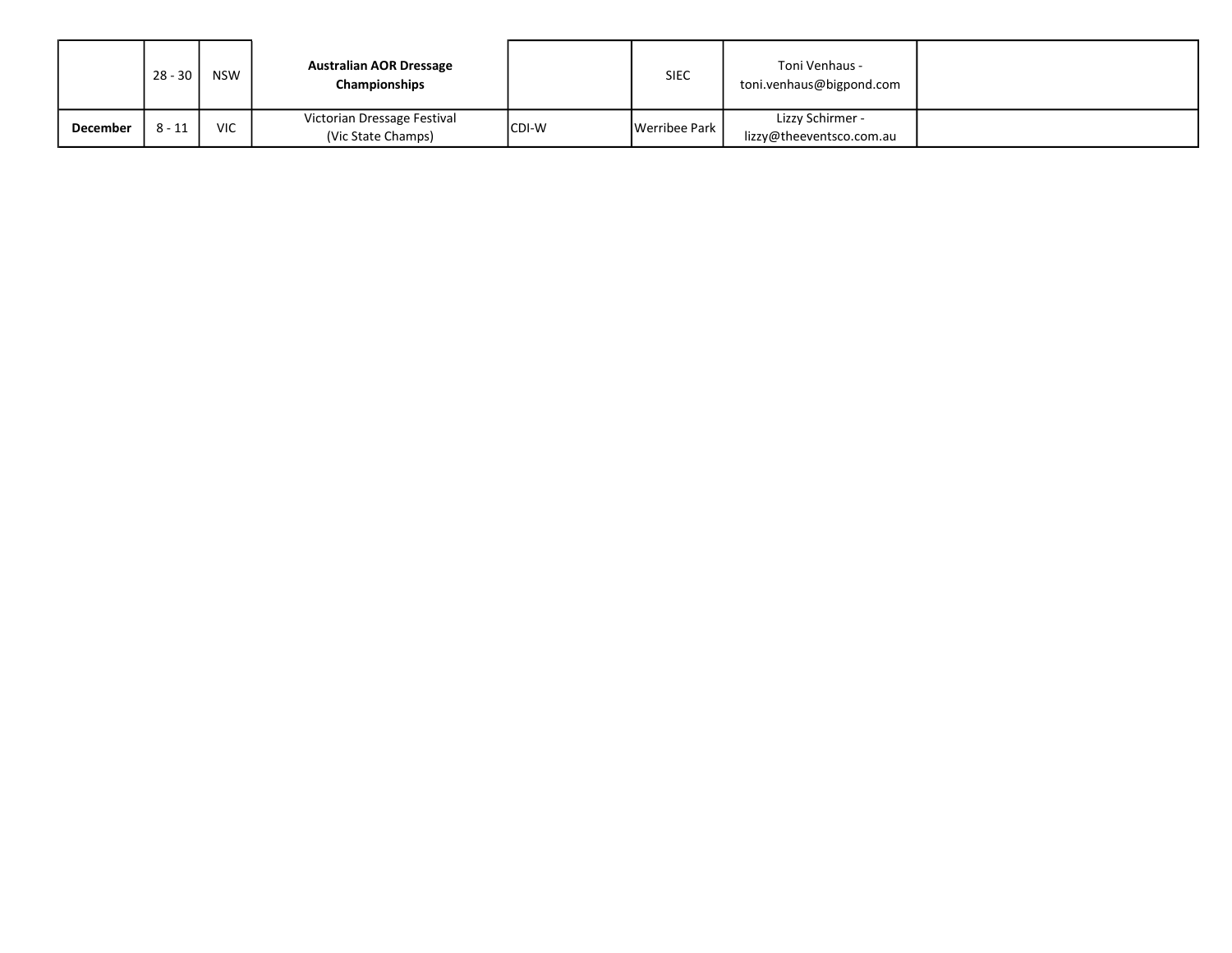| | | | | | | | |
|---|---|---|---|---|---|---|---|
| | 28 - 30 | NSW | **Australian AOR Dressage Championships** | | SIEC | Toni Venhaus - toni.venhaus@bigpond.com | |
| **December** | 8 - 11 | VIC | Victorian Dressage Festival (Vic State Champs) | CDI-W | Werribee Park | Lizzy Schirmer - lizzy@theeventsco.com.au | |